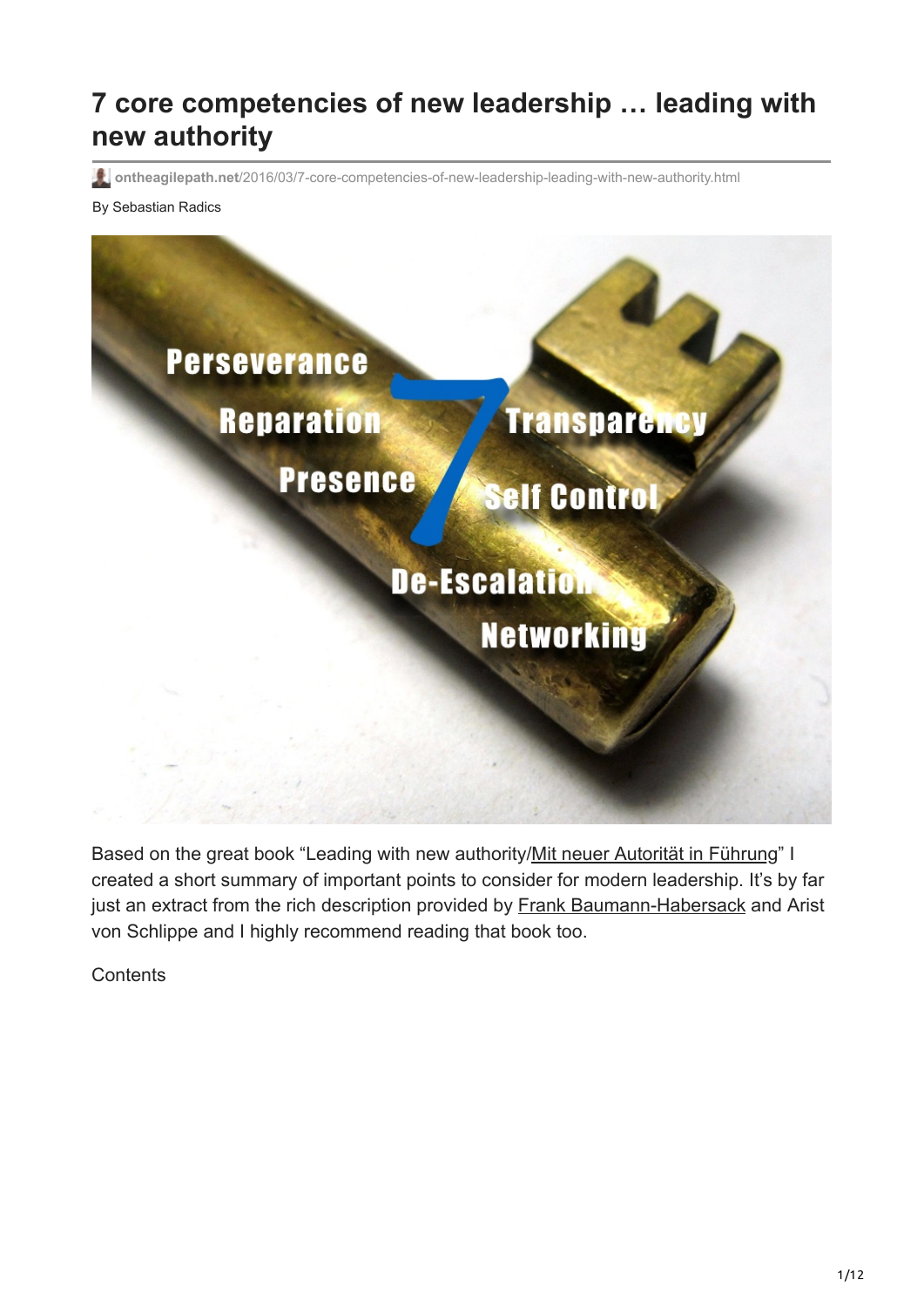# 7 core competencies of new leadership … leading with new authority

ontheagilepath.net/2016/03/7-core-competencies-of-new-leadership-leading-with-new-authority.html

By Sebastian Radics

Based on the great book "Leading with new authority/Mit neuer Autorität in Führung" I created a short summary of important points to consider for modern leadership. It's by far just an extract from the rich description provided by Frank Baumann-Habersack and Arist von Schlippe and I highly recommend reading that book too.

Contents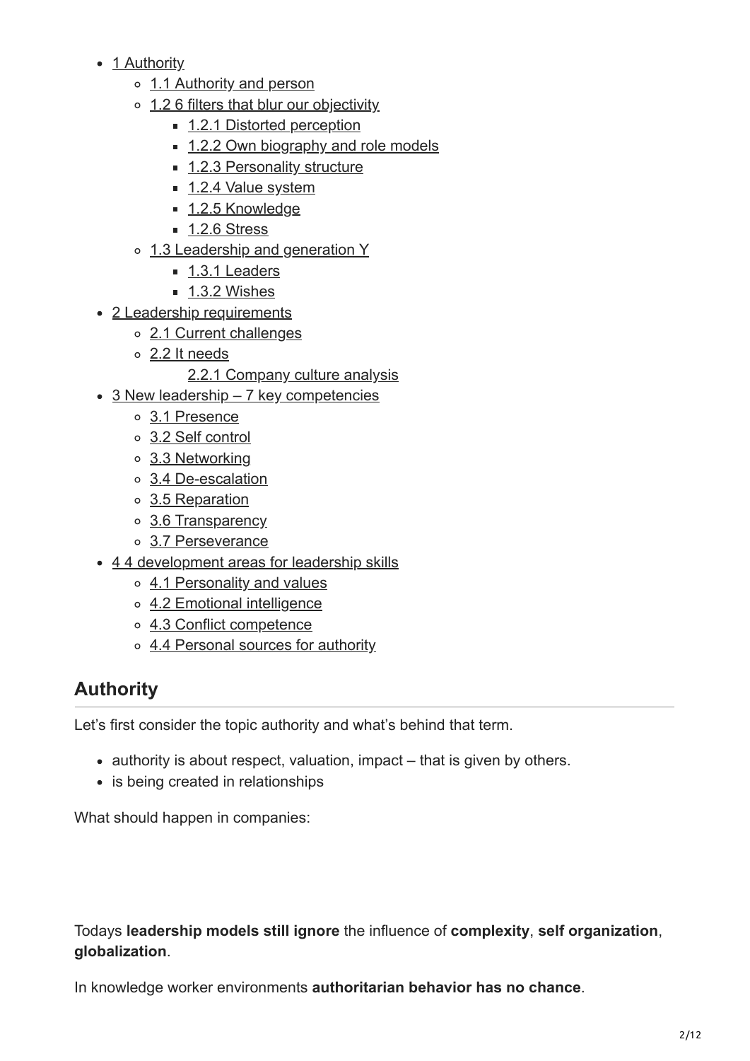- 1 Authority
  - 1.1 Authority and person
  - 1.2 6 filters that blur our objectivity
    - 1.2.1 Distorted perception
    - 1.2.2 Own biography and role models
    - 1.2.3 Personality structure
    - 1.2.4 Value system
    - 1.2.5 Knowledge
    - 1.2.6 Stress
  - 1.3 Leadership and generation Y
    - 1.3.1 Leaders
    - 1.3.2 Wishes
- 2 Leadership requirements
  - 2.1 Current challenges
  - 2.2 It needs
    - 2.2.1 Company culture analysis
- 3 New leadership – 7 key competencies
  - 3.1 Presence
  - 3.2 Self control
  - 3.3 Networking
  - 3.4 De-escalation
  - 3.5 Reparation
  - 3.6 Transparency
  - 3.7 Perseverance
- 4 4 development areas for leadership skills
  - 4.1 Personality and values
  - 4.2 Emotional intelligence
  - 4.3 Conflict competence
  - 4.4 Personal sources for authority

## Authority

Let's first consider the topic authority and what's behind that term.

- authority is about respect, valuation, impact – that is given by others.
- is being created in relationships

What should happen in companies:

Todays **leadership models still ignore** the influence of **complexity**, **self organization**, **globalization**.

In knowledge worker environments **authoritarian behavior has no chance**.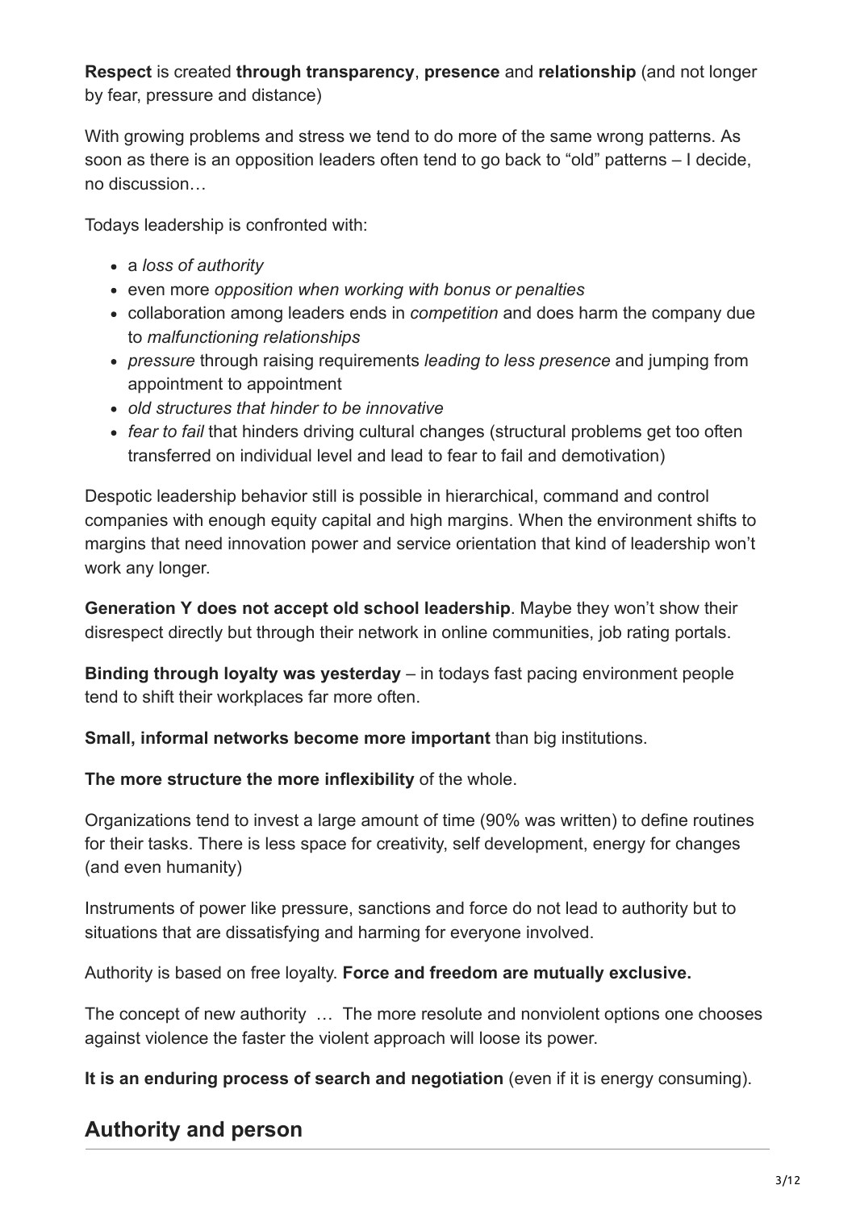**Respect** is created **through transparency**, **presence** and **relationship** (and not longer by fear, pressure and distance)

With growing problems and stress we tend to do more of the same wrong patterns. As soon as there is an opposition leaders often tend to go back to “old” patterns – I decide, no discussion…

Todays leadership is confronted with:

- a *loss of authority*
- even more *opposition when working with bonus or penalties*
- collaboration among leaders ends in *competition* and does harm the company due to *malfunctioning relationships*
- *pressure* through raising requirements *leading to less presence* and jumping from appointment to appointment
- *old structures that hinder to be innovative*
- *fear to fail* that hinders driving cultural changes (structural problems get too often transferred on individual level and lead to fear to fail and demotivation)

Despotic leadership behavior still is possible in hierarchical, command and control companies with enough equity capital and high margins. When the environment shifts to margins that need innovation power and service orientation that kind of leadership won’t work any longer.

**Generation Y does not accept old school leadership**. Maybe they won’t show their disrespect directly but through their network in online communities, job rating portals.

**Binding through loyalty was yesterday** – in todays fast pacing environment people tend to shift their workplaces far more often.

**Small, informal networks become more important** than big institutions.

**The more structure the more inflexibility** of the whole.

Organizations tend to invest a large amount of time (90% was written) to define routines for their tasks. There is less space for creativity, self development, energy for changes (and even humanity)

Instruments of power like pressure, sanctions and force do not lead to authority but to situations that are dissatisfying and harming for everyone involved.

Authority is based on free loyalty. **Force and freedom are mutually exclusive.**

The concept of new authority … The more resolute and nonviolent options one chooses against violence the faster the violent approach will loose its power.

**It is an enduring process of search and negotiation** (even if it is energy consuming).

## Authority and person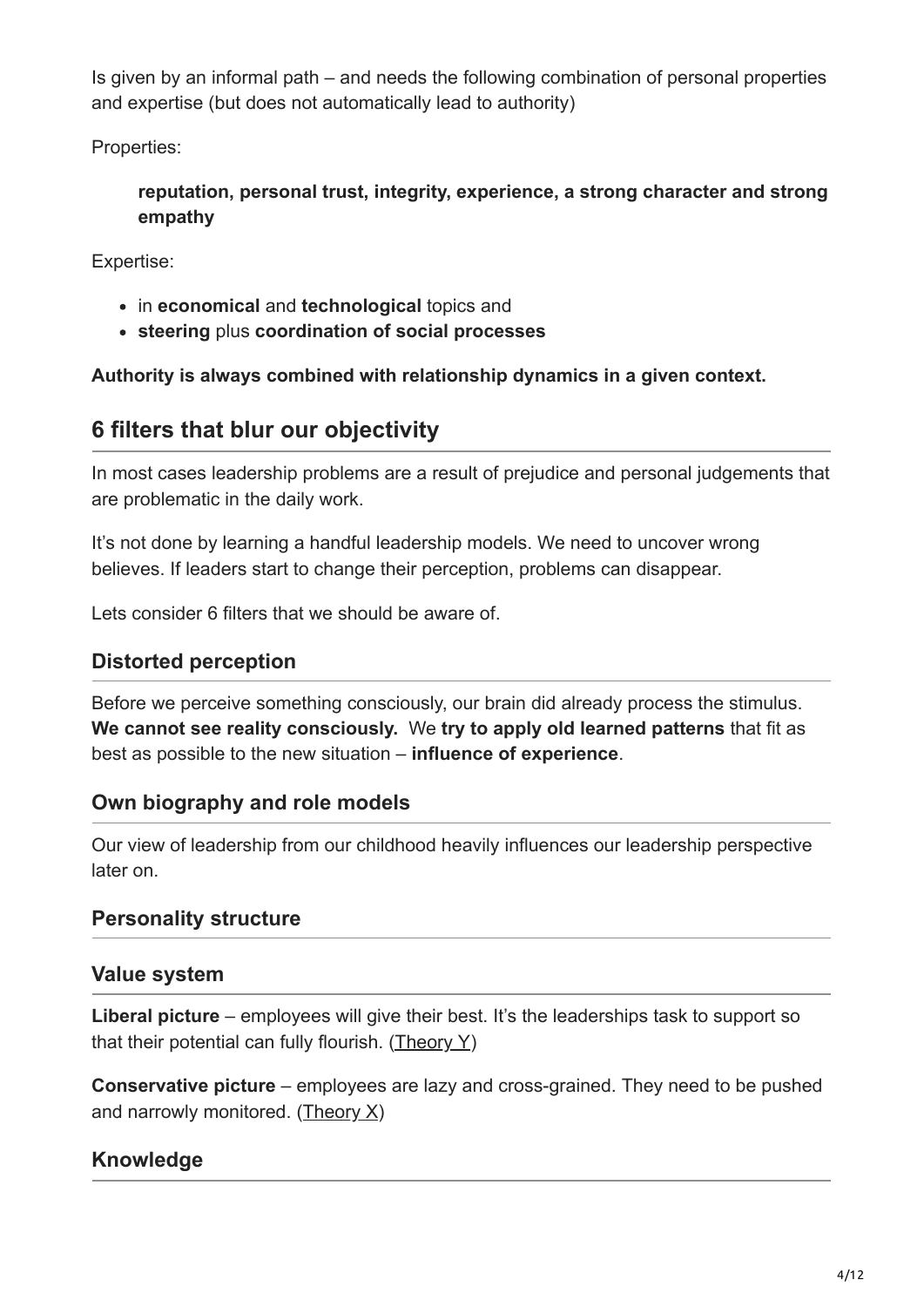Is given by an informal path – and needs the following combination of personal properties and expertise (but does not automatically lead to authority)

Properties:

> **reputation, personal trust, integrity, experience, a strong character and strong empathy**

Expertise:

- in **economical** and **technological** topics and
- **steering** plus **coordination of social processes**

**Authority is always combined with relationship dynamics in a given context.**

## 6 filters that blur our objectivity

In most cases leadership problems are a result of prejudice and personal judgements that are problematic in the daily work.

It's not done by learning a handful leadership models. We need to uncover wrong believes. If leaders start to change their perception, problems can disappear.

Lets consider 6 filters that we should be aware of.

### Distorted perception

Before we perceive something consciously, our brain did already process the stimulus. **We cannot see reality consciously.** We **try to apply old learned patterns** that fit as best as possible to the new situation – **influence of experience**.

### Own biography and role models

Our view of leadership from our childhood heavily influences our leadership perspective later on.

### Personality structure

### Value system

**Liberal picture** – employees will give their best. It's the leaderships task to support so that their potential can fully flourish. (Theory Y)

**Conservative picture** – employees are lazy and cross-grained. They need to be pushed and narrowly monitored. (Theory X)

### Knowledge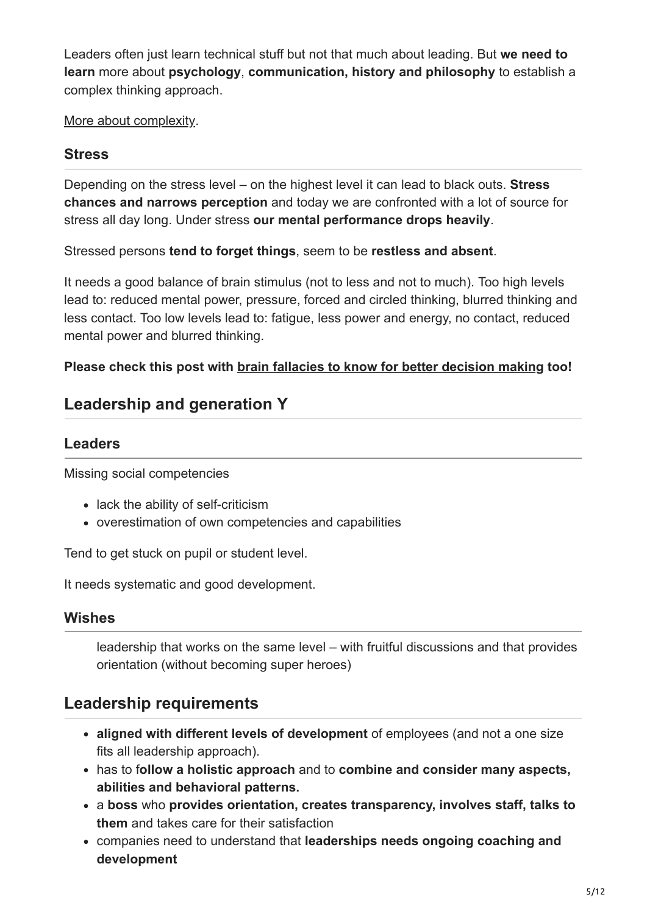Leaders often just learn technical stuff but not that much about leading. But **we need to learn** more about **psychology**, **communication, history and philosophy** to establish a complex thinking approach.

More about complexity.

### Stress

Depending on the stress level – on the highest level it can lead to black outs. **Stress chances and narrows perception** and today we are confronted with a lot of source for stress all day long. Under stress **our mental performance drops heavily**.

Stressed persons **tend to forget things**, seem to be **restless and absent**.

It needs a good balance of brain stimulus (not to less and not to much). Too high levels lead to: reduced mental power, pressure, forced and circled thinking, blurred thinking and less contact. Too low levels lead to: fatigue, less power and energy, no contact, reduced mental power and blurred thinking.

**Please check this post with brain fallacies to know for better decision making too!**

## Leadership and generation Y

### Leaders

Missing social competencies

- lack the ability of self-criticism
- overestimation of own competencies and capabilities

Tend to get stuck on pupil or student level.

It needs systematic and good development.

### Wishes

> leadership that works on the same level – with fruitful discussions and that provides orientation (without becoming super heroes)

## Leadership requirements

- **aligned with different levels of development** of employees (and not a one size fits all leadership approach).
- has to f**ollow a holistic approach** and to **combine and consider many aspects, abilities and behavioral patterns.**
- a **boss** who **provides orientation, creates transparency, involves staff, talks to them** and takes care for their satisfaction
- companies need to understand that **leaderships needs ongoing coaching and development**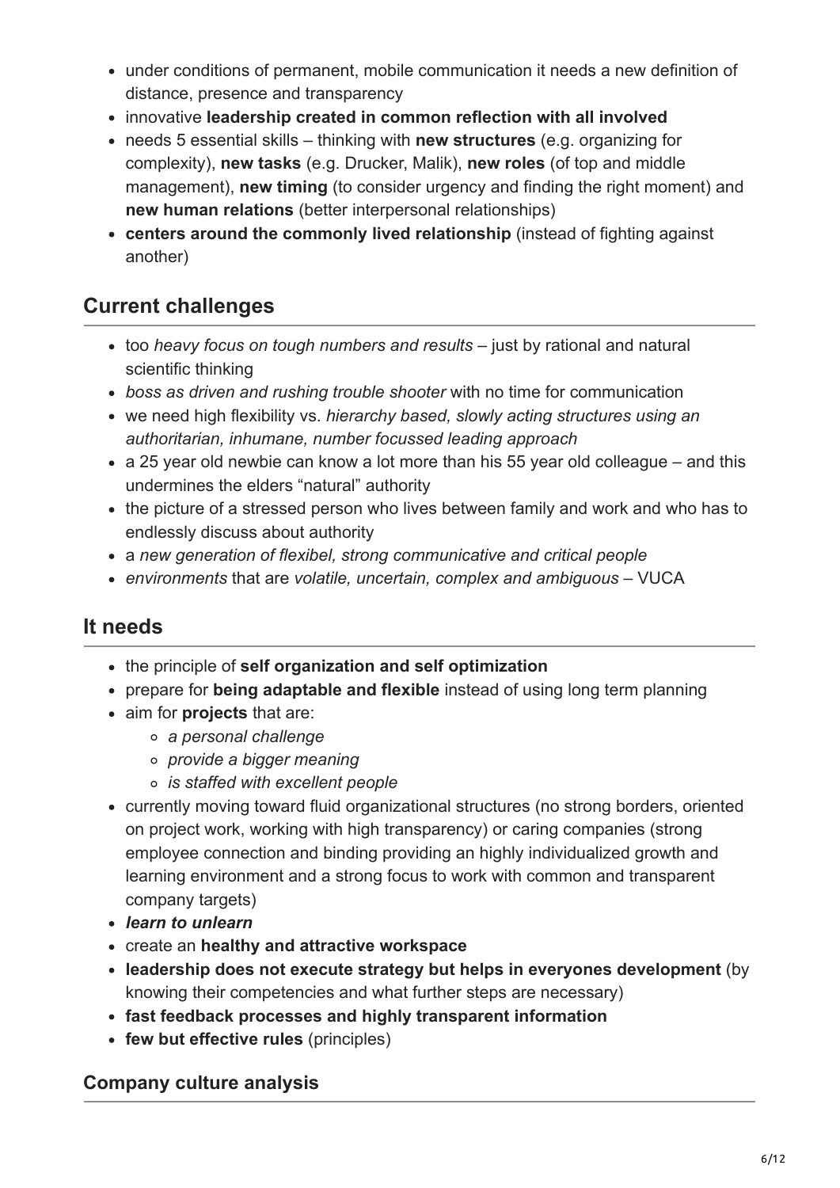- under conditions of permanent, mobile communication it needs a new definition of distance, presence and transparency
- innovative **leadership created in common reflection with all involved**
- needs 5 essential skills – thinking with **new structures** (e.g. organizing for complexity), **new tasks** (e.g. Drucker, Malik), **new roles** (of top and middle management), **new timing** (to consider urgency and finding the right moment) and **new human relations** (better interpersonal relationships)
- **centers around the commonly lived relationship** (instead of fighting against another)

## Current challenges

- too *heavy focus on tough numbers and results* – just by rational and natural scientific thinking
- *boss as driven and rushing trouble shooter* with no time for communication
- we need high flexibility vs. *hierarchy based, slowly acting structures using an authoritarian, inhumane, number focussed leading approach*
- a 25 year old newbie can know a lot more than his 55 year old colleague – and this undermines the elders "natural" authority
- the picture of a stressed person who lives between family and work and who has to endlessly discuss about authority
- a *new generation of flexibel, strong communicative and critical people*
- *environments* that are *volatile, uncertain, complex and ambiguous* – VUCA

## It needs

- the principle of **self organization and self optimization**
- prepare for **being adaptable and flexible** instead of using long term planning
- aim for **projects** that are:
  - *a personal challenge*
  - *provide a bigger meaning*
  - *is staffed with excellent people*
- currently moving toward fluid organizational structures (no strong borders, oriented on project work, working with high transparency) or caring companies (strong employee connection and binding providing an highly individualized growth and learning environment and a strong focus to work with common and transparent company targets)
- ***learn to unlearn***
- create an **healthy and attractive workspace**
- **leadership does not execute strategy but helps in everyones development** (by knowing their competencies and what further steps are necessary)
- **fast feedback processes and highly transparent information**
- **few but effective rules** (principles)

### Company culture analysis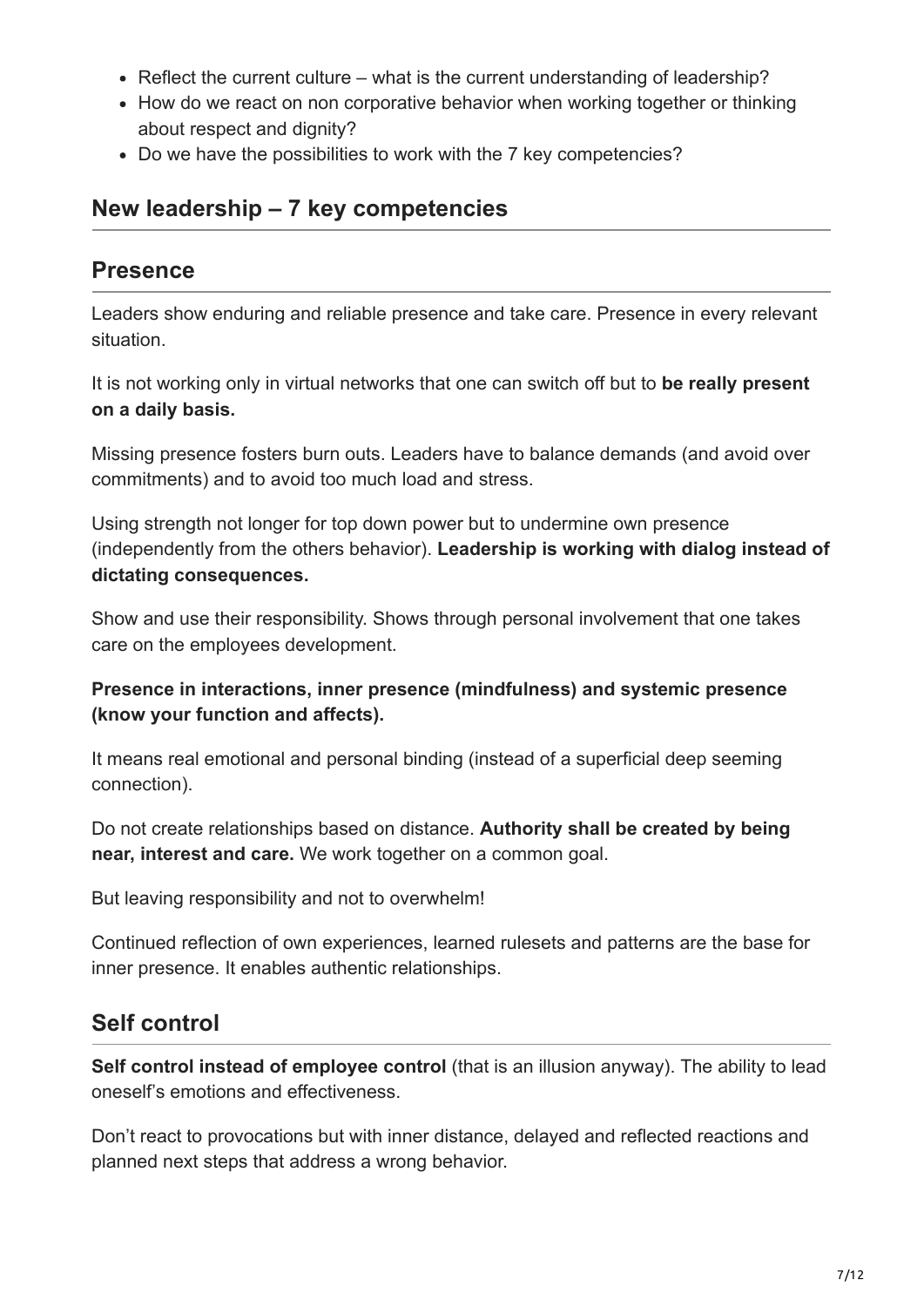- Reflect the current culture – what is the current understanding of leadership?
- How do we react on non corporative behavior when working together or thinking about respect and dignity?
- Do we have the possibilities to work with the 7 key competencies?

## New leadership – 7 key competencies

## Presence

Leaders show enduring and reliable presence and take care. Presence in every relevant situation.

It is not working only in virtual networks that one can switch off but to **be really present on a daily basis.**

Missing presence fosters burn outs. Leaders have to balance demands (and avoid over commitments) and to avoid too much load and stress.

Using strength not longer for top down power but to undermine own presence (independently from the others behavior). **Leadership is working with dialog instead of dictating consequences.**

Show and use their responsibility. Shows through personal involvement that one takes care on the employees development.

**Presence in interactions, inner presence (mindfulness) and systemic presence (know your function and affects).**

It means real emotional and personal binding (instead of a superficial deep seeming connection).

Do not create relationships based on distance. **Authority shall be created by being near, interest and care.** We work together on a common goal.

But leaving responsibility and not to overwhelm!

Continued reflection of own experiences, learned rulesets and patterns are the base for inner presence. It enables authentic relationships.

## Self control

**Self control instead of employee control** (that is an illusion anyway). The ability to lead oneself's emotions and effectiveness.

Don't react to provocations but with inner distance, delayed and reflected reactions and planned next steps that address a wrong behavior.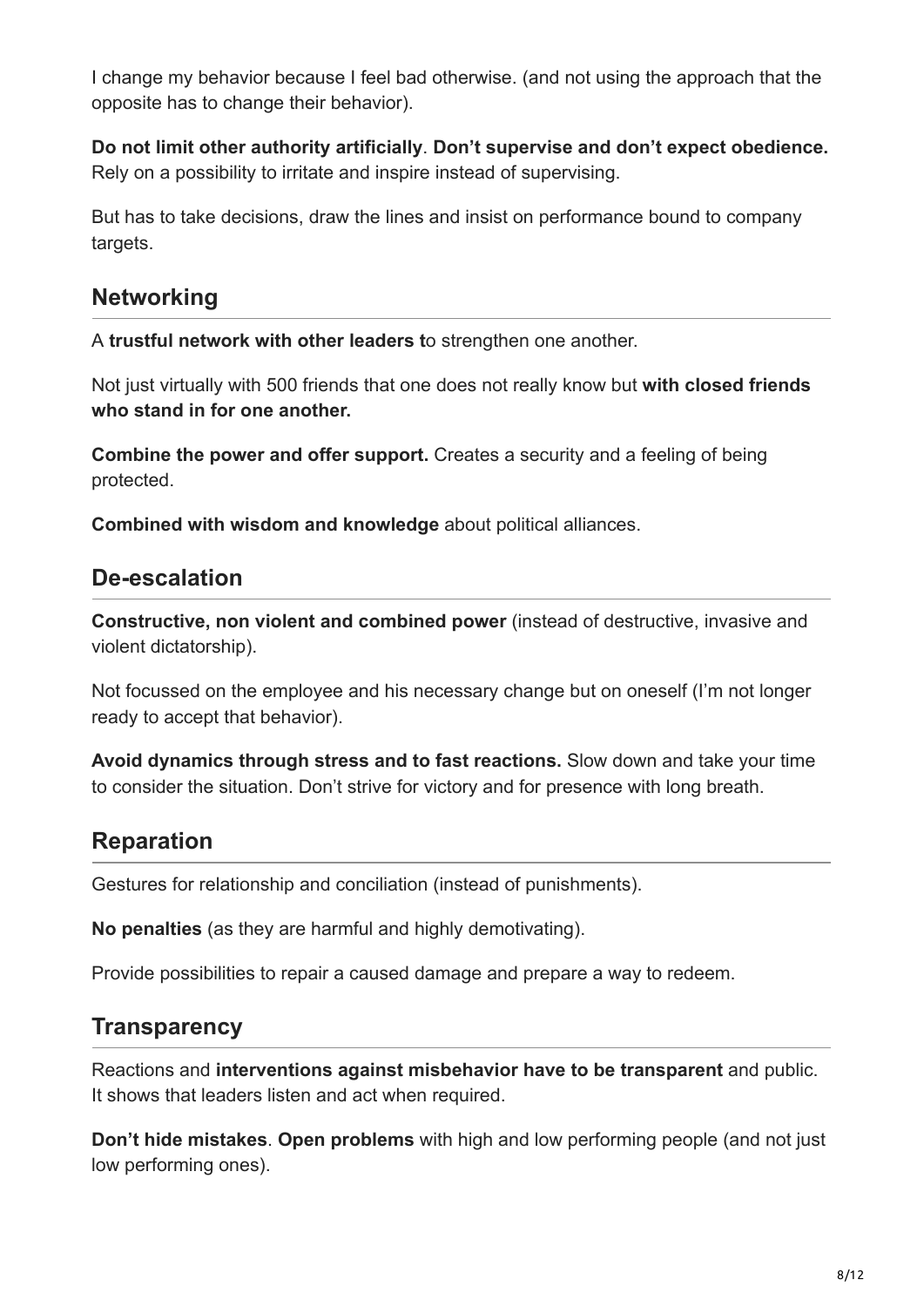I change my behavior because I feel bad otherwise. (and not using the approach that the opposite has to change their behavior).

**Do not limit other authority artificially**. **Don't supervise and don't expect obedience.** Rely on a possibility to irritate and inspire instead of supervising.

But has to take decisions, draw the lines and insist on performance bound to company targets.

## Networking

A **trustful network with other leaders t**o strengthen one another.

Not just virtually with 500 friends that one does not really know but **with closed friends who stand in for one another.**

**Combine the power and offer support.** Creates a security and a feeling of being protected.

**Combined with wisdom and knowledge** about political alliances.

## De-escalation

**Constructive, non violent and combined power** (instead of destructive, invasive and violent dictatorship).

Not focussed on the employee and his necessary change but on oneself (I'm not longer ready to accept that behavior).

**Avoid dynamics through stress and to fast reactions.** Slow down and take your time to consider the situation. Don't strive for victory and for presence with long breath.

## Reparation

Gestures for relationship and conciliation (instead of punishments).

**No penalties** (as they are harmful and highly demotivating).

Provide possibilities to repair a caused damage and prepare a way to redeem.

## Transparency

Reactions and **interventions against misbehavior have to be transparent** and public. It shows that leaders listen and act when required.

**Don't hide mistakes**. **Open problems** with high and low performing people (and not just low performing ones).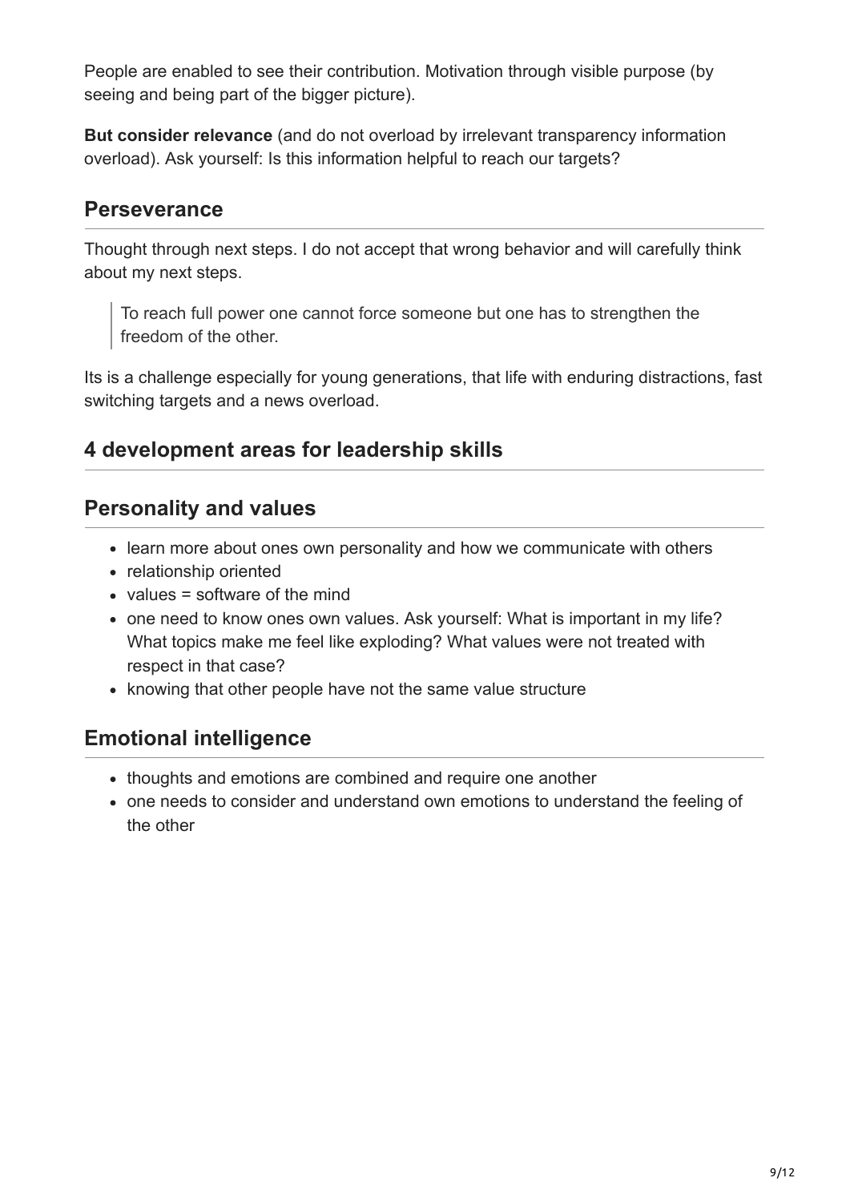People are enabled to see their contribution. Motivation through visible purpose (by seeing and being part of the bigger picture).

**But consider relevance** (and do not overload by irrelevant transparency information overload). Ask yourself: Is this information helpful to reach our targets?

## Perseverance

Thought through next steps. I do not accept that wrong behavior and will carefully think about my next steps.

> To reach full power one cannot force someone but one has to strengthen the freedom of the other.

Its is a challenge especially for young generations, that life with enduring distractions, fast switching targets and a news overload.

## 4 development areas for leadership skills

## Personality and values

- learn more about ones own personality and how we communicate with others
- relationship oriented
- values = software of the mind
- one need to know ones own values. Ask yourself: What is important in my life? What topics make me feel like exploding? What values were not treated with respect in that case?
- knowing that other people have not the same value structure

## Emotional intelligence

- thoughts and emotions are combined and require one another
- one needs to consider and understand own emotions to understand the feeling of the other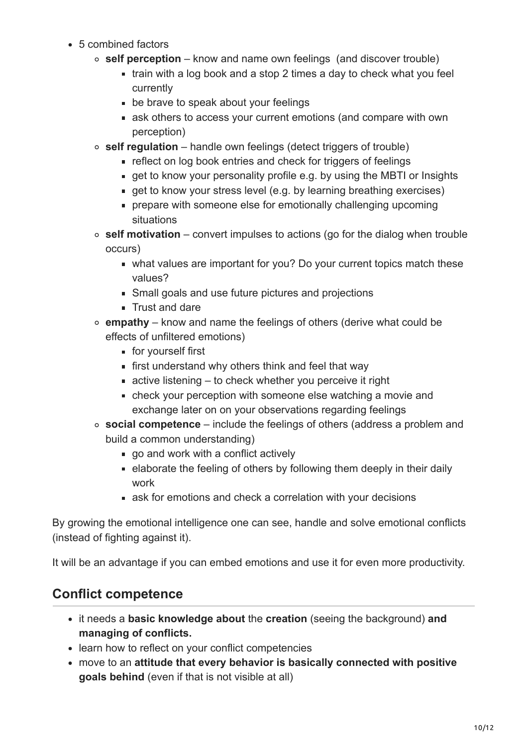- 5 combined factors
  - **self perception** – know and name own feelings  (and discover trouble)
    - train with a log book and a stop 2 times a day to check what you feel currently
    - be brave to speak about your feelings
    - ask others to access your current emotions (and compare with own perception)
  - **self regulation** – handle own feelings (detect triggers of trouble)
    - reflect on log book entries and check for triggers of feelings
    - get to know your personality profile e.g. by using the MBTI or Insights
    - get to know your stress level (e.g. by learning breathing exercises)
    - prepare with someone else for emotionally challenging upcoming situations
  - **self motivation** – convert impulses to actions (go for the dialog when trouble occurs)
    - what values are important for you? Do your current topics match these values?
    - Small goals and use future pictures and projections
    - Trust and dare
  - **empathy** – know and name the feelings of others (derive what could be effects of unfiltered emotions)
    - for yourself first
    - first understand why others think and feel that way
    - active listening – to check whether you perceive it right
    - check your perception with someone else watching a movie and exchange later on on your observations regarding feelings
  - **social competence** – include the feelings of others (address a problem and build a common understanding)
    - go and work with a conflict actively
    - elaborate the feeling of others by following them deeply in their daily work
    - ask for emotions and check a correlation with your decisions

By growing the emotional intelligence one can see, handle and solve emotional conflicts (instead of fighting against it).

It will be an advantage if you can embed emotions and use it for even more productivity.

## Conflict competence

- it needs a **basic knowledge about** the **creation** (seeing the background) **and managing of conflicts.**
- learn how to reflect on your conflict competencies
- move to an **attitude that every behavior is basically connected with positive goals behind** (even if that is not visible at all)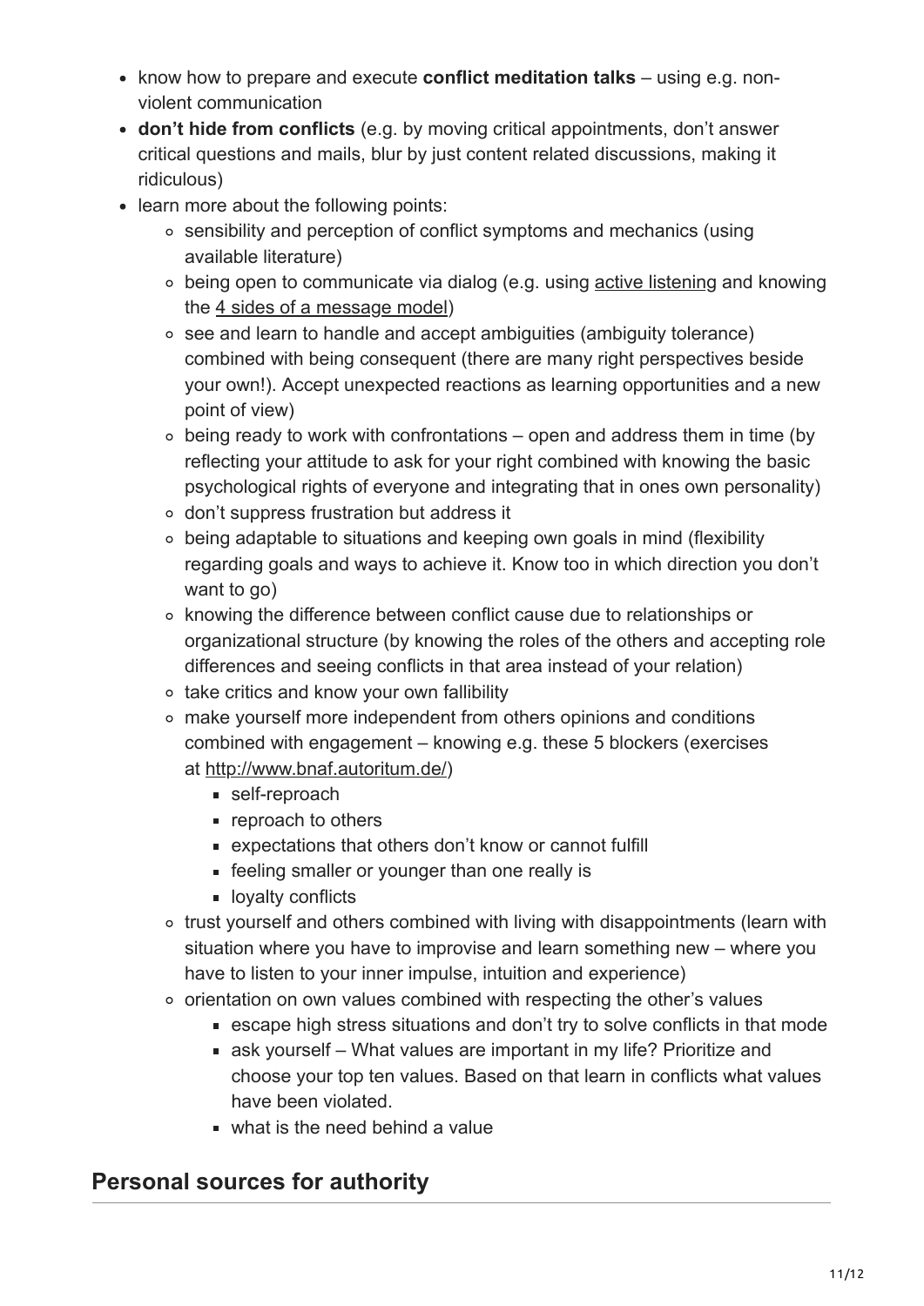- know how to prepare and execute **conflict meditation talks** – using e.g. non-violent communication
- **don't hide from conflicts** (e.g. by moving critical appointments, don't answer critical questions and mails, blur by just content related discussions, making it ridiculous)
- learn more about the following points:
  - sensibility and perception of conflict symptoms and mechanics (using available literature)
  - being open to communicate via dialog (e.g. using active listening and knowing the 4 sides of a message model)
  - see and learn to handle and accept ambiguities (ambiguity tolerance) combined with being consequent (there are many right perspectives beside your own!). Accept unexpected reactions as learning opportunities and a new point of view)
  - being ready to work with confrontations – open and address them in time (by reflecting your attitude to ask for your right combined with knowing the basic psychological rights of everyone and integrating that in ones own personality)
  - don't suppress frustration but address it
  - being adaptable to situations and keeping own goals in mind (flexibility regarding goals and ways to achieve it. Know too in which direction you don't want to go)
  - knowing the difference between conflict cause due to relationships or organizational structure (by knowing the roles of the others and accepting role differences and seeing conflicts in that area instead of your relation)
  - take critics and know your own fallibility
  - make yourself more independent from others opinions and conditions combined with engagement – knowing e.g. these 5 blockers (exercises at http://www.bnaf.autoritum.de/)
    - self-reproach
    - reproach to others
    - expectations that others don't know or cannot fulfill
    - feeling smaller or younger than one really is
    - loyalty conflicts
  - trust yourself and others combined with living with disappointments (learn with situation where you have to improvise and learn something new – where you have to listen to your inner impulse, intuition and experience)
  - orientation on own values combined with respecting the other's values
    - escape high stress situations and don't try to solve conflicts in that mode
    - ask yourself – What values are important in my life? Prioritize and choose your top ten values. Based on that learn in conflicts what values have been violated.
    - what is the need behind a value

## Personal sources for authority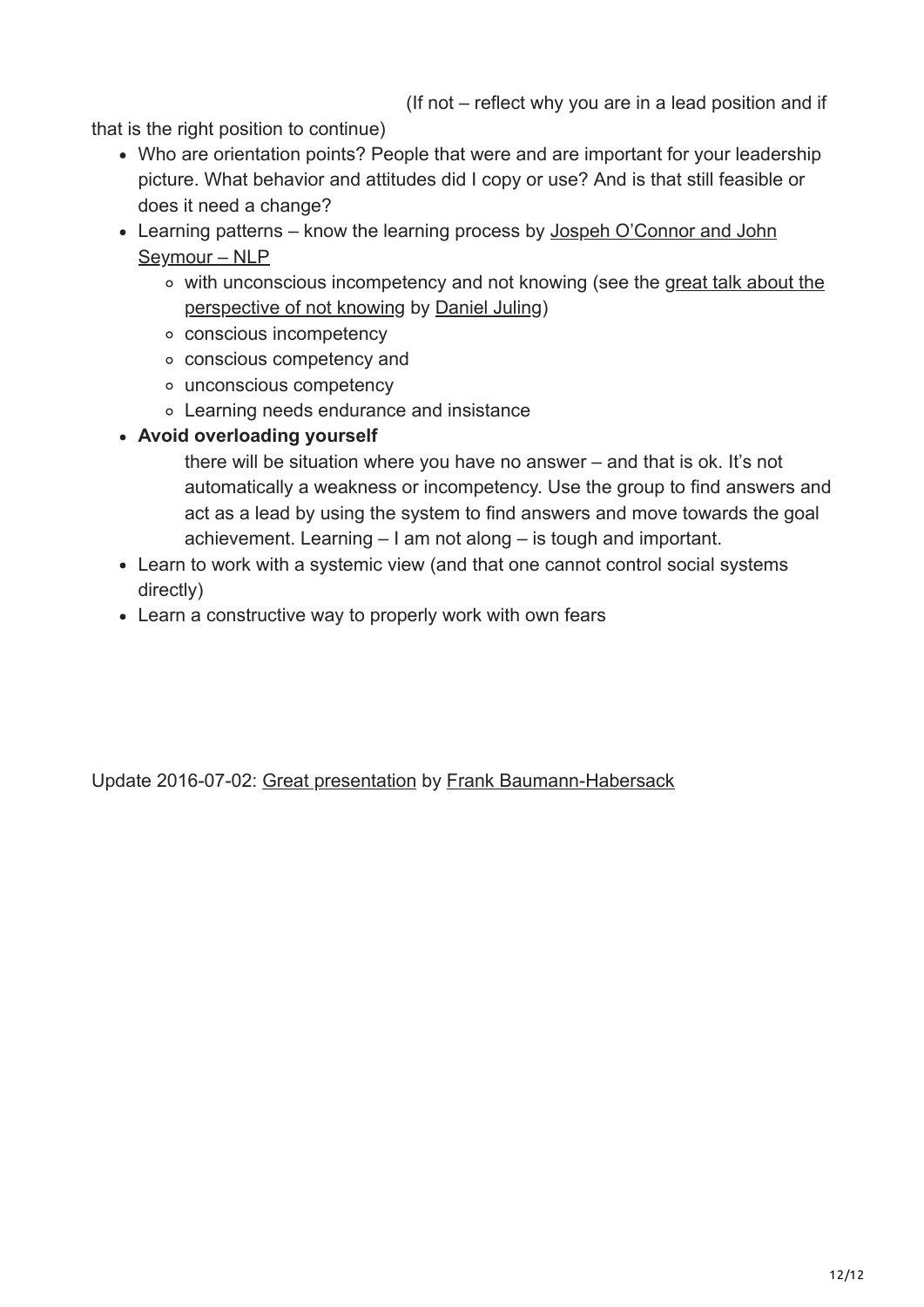(If not – reflect why you are in a lead position and if that is the right position to continue)

- Who are orientation points? People that were and are important for your leadership picture. What behavior and attitudes did I copy or use? And is that still feasible or does it need a change?
- Learning patterns – know the learning process by Jospeh O'Connor and John Seymour – NLP
  - with unconscious incompetency and not knowing (see the great talk about the perspective of not knowing by Daniel Juling)
  - conscious incompetency
  - conscious competency and
  - unconscious competency
  - Learning needs endurance and insistance
- **Avoid overloading yourself**

  there will be situation where you have no answer – and that is ok. It's not automatically a weakness or incompetency. Use the group to find answers and act as a lead by using the system to find answers and move towards the goal achievement. Learning – I am not along – is tough and important.
- Learn to work with a systemic view (and that one cannot control social systems directly)
- Learn a constructive way to properly work with own fears

Update 2016-07-02: Great presentation by Frank Baumann-Habersack